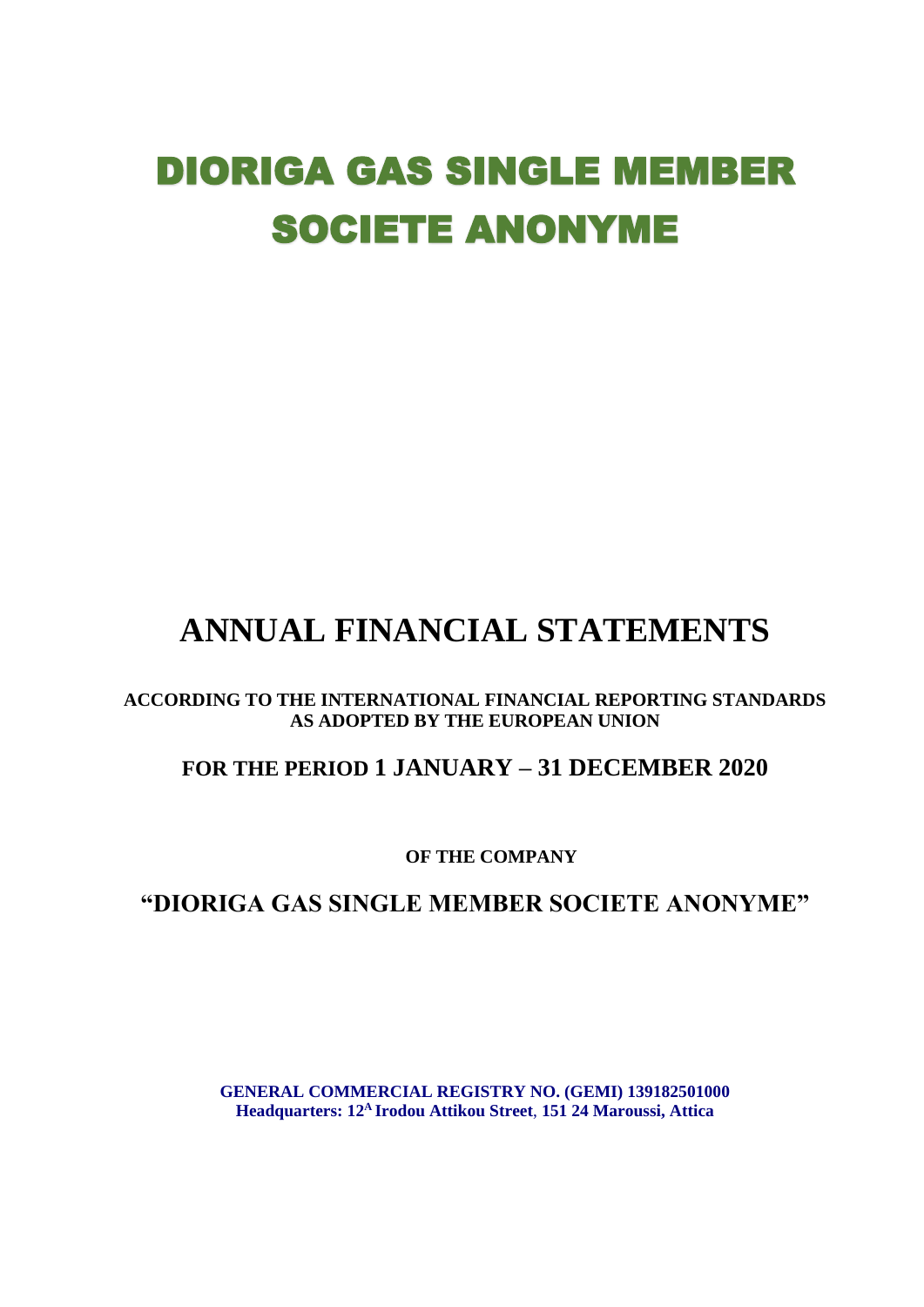# DIORIGA GAS SINGLE MEMBER SOCIETE ANONYME

# ANNUAL FINANCIAL STATEMENTS

**ACCORDING TO THE INTERNATIONAL FINANCIAL REPORTING STANDARDS AS ADOPTED BY THE EUROPEAN UNION**

## FOR THE PERIOD 1 JANUARY – 31 DECEMBER 2020

**OF THE COMPANY**

## "DIORIGA GAS SINGLE MEMBER SOCIETE ANONYME"

**GENERAL COMMERCIAL REGISTRY NO. (GEMI) 139182501000**
**Headquarters: 12[A] Irodou Attikou Street, 151 24 Maroussi, Attica**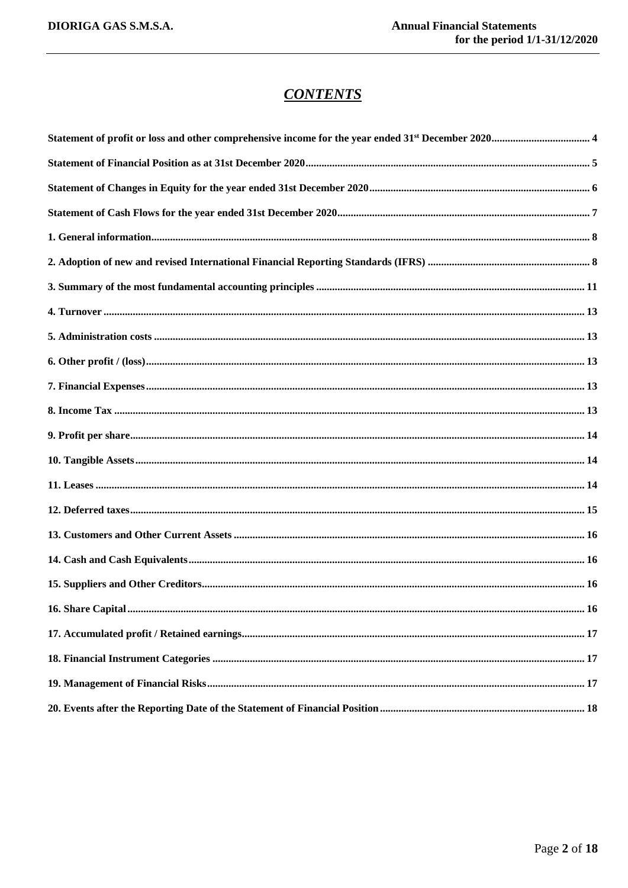# *CONTENTS*

**Statement of profit or loss and other comprehensive income for the year ended 31st December 2020 ..... 4**

**Statement of Financial Position as at 31st December 2020 ..... 5**

**Statement of Changes in Equity for the year ended 31st December 2020 ..... 6**

**Statement of Cash Flows for the year ended 31st December 2020 ..... 7**

**1. General information ..... 8**

**2. Adoption of new and revised International Financial Reporting Standards (IFRS) ..... 8**

**3. Summary of the most fundamental accounting principles ..... 11**

**4. Turnover ..... 13**

**5. Administration costs ..... 13**

**6. Other profit / (loss) ..... 13**

**7. Financial Expenses ..... 13**

**8. Income Tax ..... 13**

**9. Profit per share ..... 14**

**10. Tangible Assets ..... 14**

**11. Leases ..... 14**

**12. Deferred taxes ..... 15**

**13. Customers and Other Current Assets ..... 16**

**14. Cash and Cash Equivalents ..... 16**

**15. Suppliers and Other Creditors ..... 16**

**16. Share Capital ..... 16**

**17. Accumulated profit / Retained earnings ..... 17**

**18. Financial Instrument Categories ..... 17**

**19. Management of Financial Risks ..... 17**

**20. Events after the Reporting Date of the Statement of Financial Position ..... 18**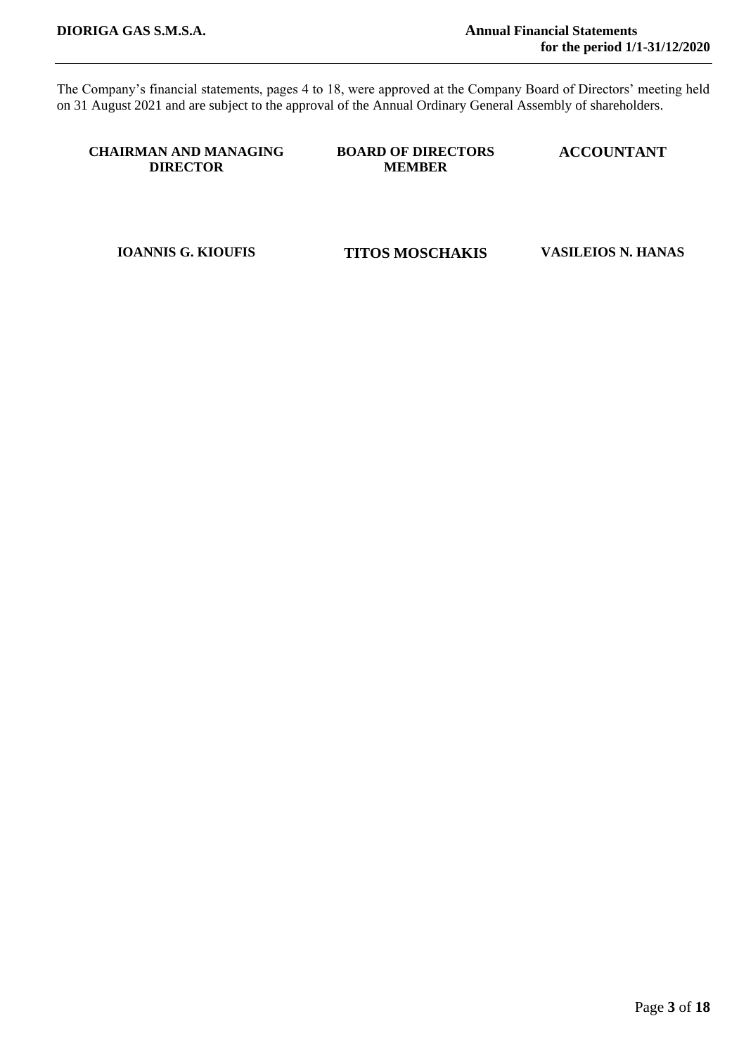The Company's financial statements, pages 4 to 18, were approved at the Company Board of Directors' meeting held on 31 August 2021 and are subject to the approval of the Annual Ordinary General Assembly of shareholders.

| CHAIRMAN AND MANAGING DIRECTOR | BOARD OF DIRECTORS MEMBER | ACCOUNTANT |
|---|---|---|
| IOANNIS G. KIOUFIS | TITOS MOSCHAKIS | VASILEIOS N. HANAS |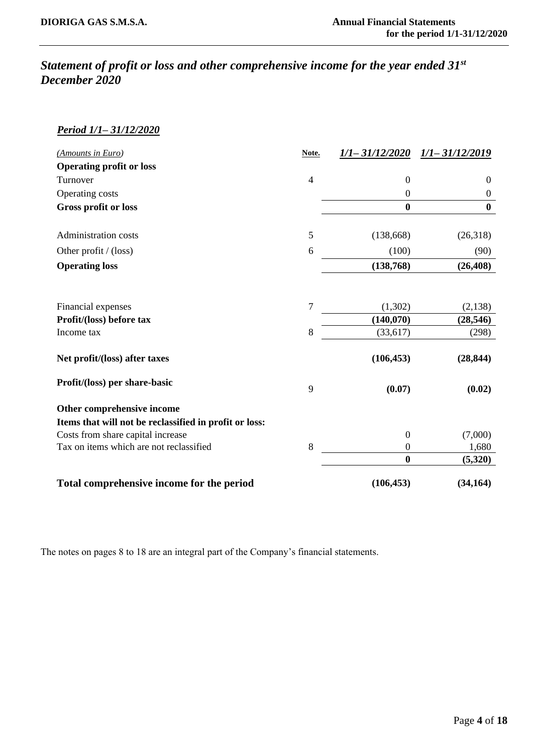## *Statement of profit or loss and other comprehensive income for the year ended 31st December 2020*

***Period 1/1– 31/12/2020***

| *(Amounts in Euro)* | Note. | *1/1– 31/12/2020* | *1/1– 31/12/2019* |
|---|---|---|---|
| **Operating profit or loss** | | | |
| Turnover | 4 | 0 | 0 |
| Operating costs | | 0 | 0 |
| **Gross profit or loss** | | **0** | **0** |
| Administration costs | 5 | (138,668) | (26,318) |
| Other profit / (loss) | 6 | (100) | (90) |
| **Operating loss** | | **(138,768)** | **(26,408)** |
| Financial expenses | 7 | (1,302) | (2,138) |
| **Profit/(loss) before tax** | | **(140,070)** | **(28,546)** |
| Income tax | 8 | (33,617) | (298) |
| **Net profit/(loss) after taxes** | | **(106,453)** | **(28,844)** |
| **Profit/(loss) per share-basic** | 9 | **(0.07)** | **(0.02)** |
| **Other comprehensive income** | | | |
| **Items that will not be reclassified in profit or loss:** | | | |
| Costs from share capital increase | | 0 | (7,000) |
| Tax on items which are not reclassified | 8 | 0 | 1,680 |
| | | **0** | **(5,320)** |
| **Total comprehensive income for the period** | | **(106,453)** | **(34,164)** |

The notes on pages 8 to 18 are an integral part of the Company's financial statements.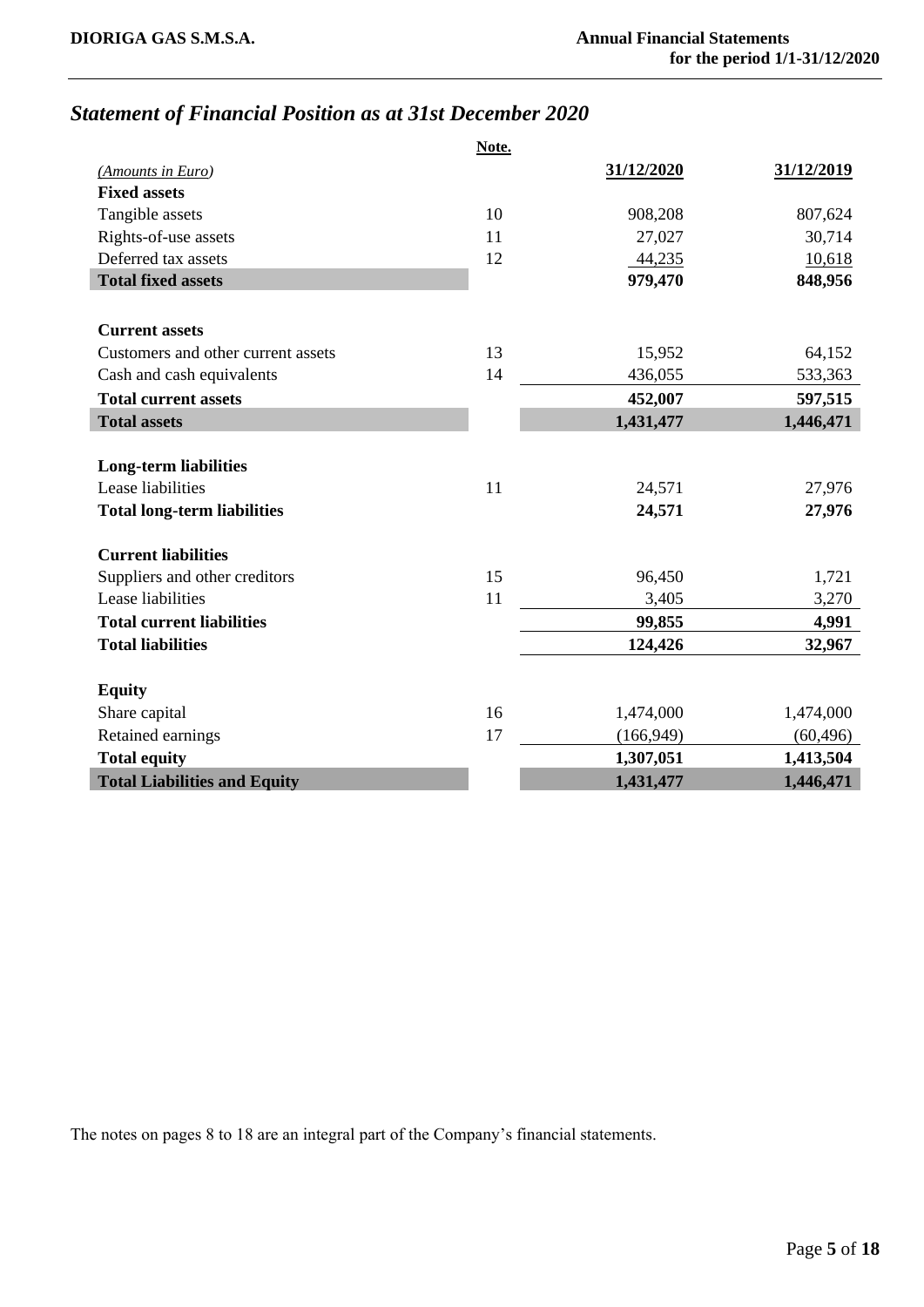## *Statement of Financial Position as at 31st December 2020*

| *(Amounts in Euro)* | Note. | 31/12/2020 | 31/12/2019 |
|---|---|---|---|
| **Fixed assets** | | | |
| Tangible assets | 10 | 908,208 | 807,624 |
| Rights-of-use assets | 11 | 27,027 | 30,714 |
| Deferred tax assets | 12 | 44,235 | 10,618 |
| **Total fixed assets** | | **979,470** | **848,956** |
| | | | |
| **Current assets** | | | |
| Customers and other current assets | 13 | 15,952 | 64,152 |
| Cash and cash equivalents | 14 | 436,055 | 533,363 |
| **Total current assets** | | **452,007** | **597,515** |
| **Total assets** | | **1,431,477** | **1,446,471** |
| | | | |
| **Long-term liabilities** | | | |
| Lease liabilities | 11 | 24,571 | 27,976 |
| **Total long-term liabilities** | | **24,571** | **27,976** |
| | | | |
| **Current liabilities** | | | |
| Suppliers and other creditors | 15 | 96,450 | 1,721 |
| Lease liabilities | 11 | 3,405 | 3,270 |
| **Total current liabilities** | | **99,855** | **4,991** |
| **Total liabilities** | | **124,426** | **32,967** |
| | | | |
| **Equity** | | | |
| Share capital | 16 | 1,474,000 | 1,474,000 |
| Retained earnings | 17 | (166,949) | (60,496) |
| **Total equity** | | **1,307,051** | **1,413,504** |
| **Total Liabilities and Equity** | | **1,431,477** | **1,446,471** |

The notes on pages 8 to 18 are an integral part of the Company's financial statements.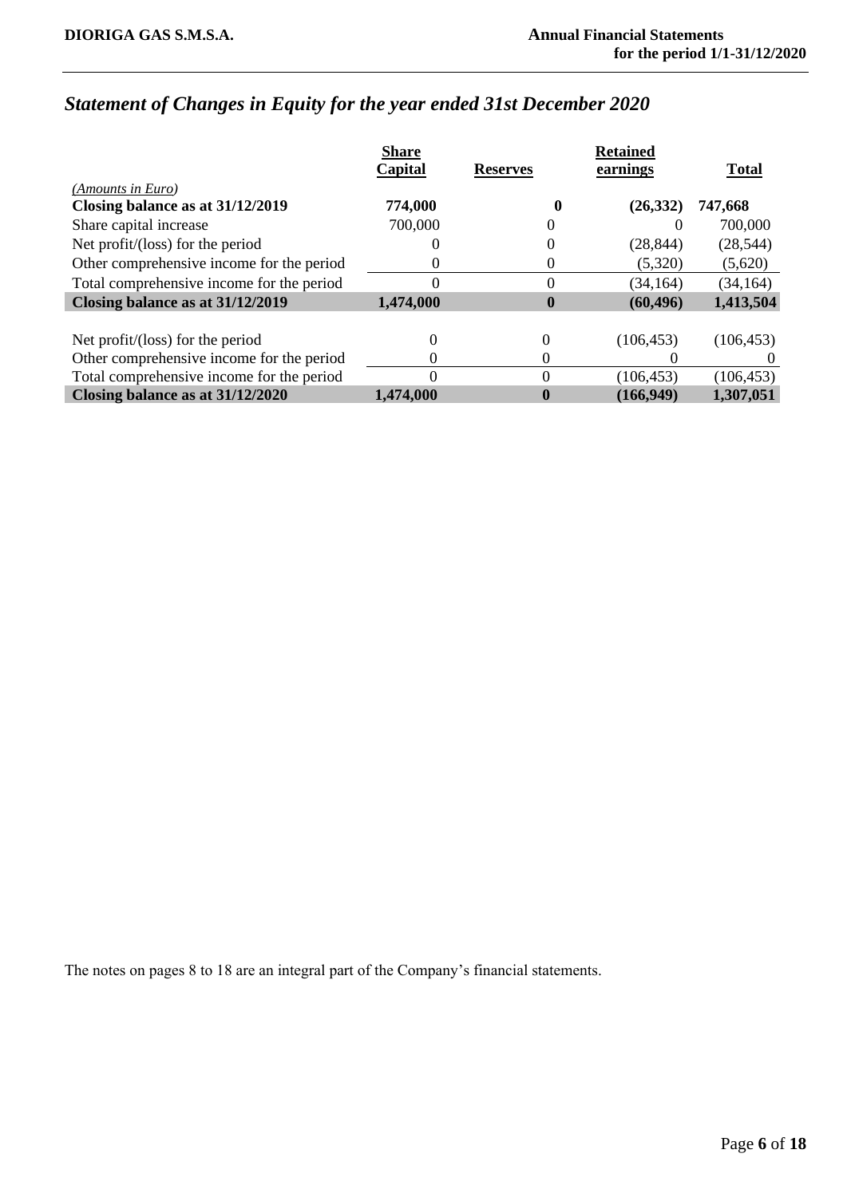## *Statement of Changes in Equity for the year ended 31st December 2020*

| *(Amounts in Euro)* | Share Capital | Reserves | Retained earnings | Total |
|---|---|---|---|---|
| **Closing balance as at 31/12/2019** | **774,000** | **0** | **(26,332)** | **747,668** |
| Share capital increase | 700,000 | 0 | 0 | 700,000 |
| Net profit/(loss) for the period | 0 | 0 | (28,844) | (28,544) |
| Other comprehensive income for the period | 0 | 0 | (5,320) | (5,620) |
| Total comprehensive income for the period | 0 | 0 | (34,164) | (34,164) |
| **Closing balance as at 31/12/2019** | **1,474,000** | **0** | **(60,496)** | **1,413,504** |
| | | | | |
| Net profit/(loss) for the period | 0 | 0 | (106,453) | (106,453) |
| Other comprehensive income for the period | 0 | 0 | 0 | 0 |
| Total comprehensive income for the period | 0 | 0 | (106,453) | (106,453) |
| **Closing balance as at 31/12/2020** | **1,474,000** | **0** | **(166,949)** | **1,307,051** |

The notes on pages 8 to 18 are an integral part of the Company's financial statements.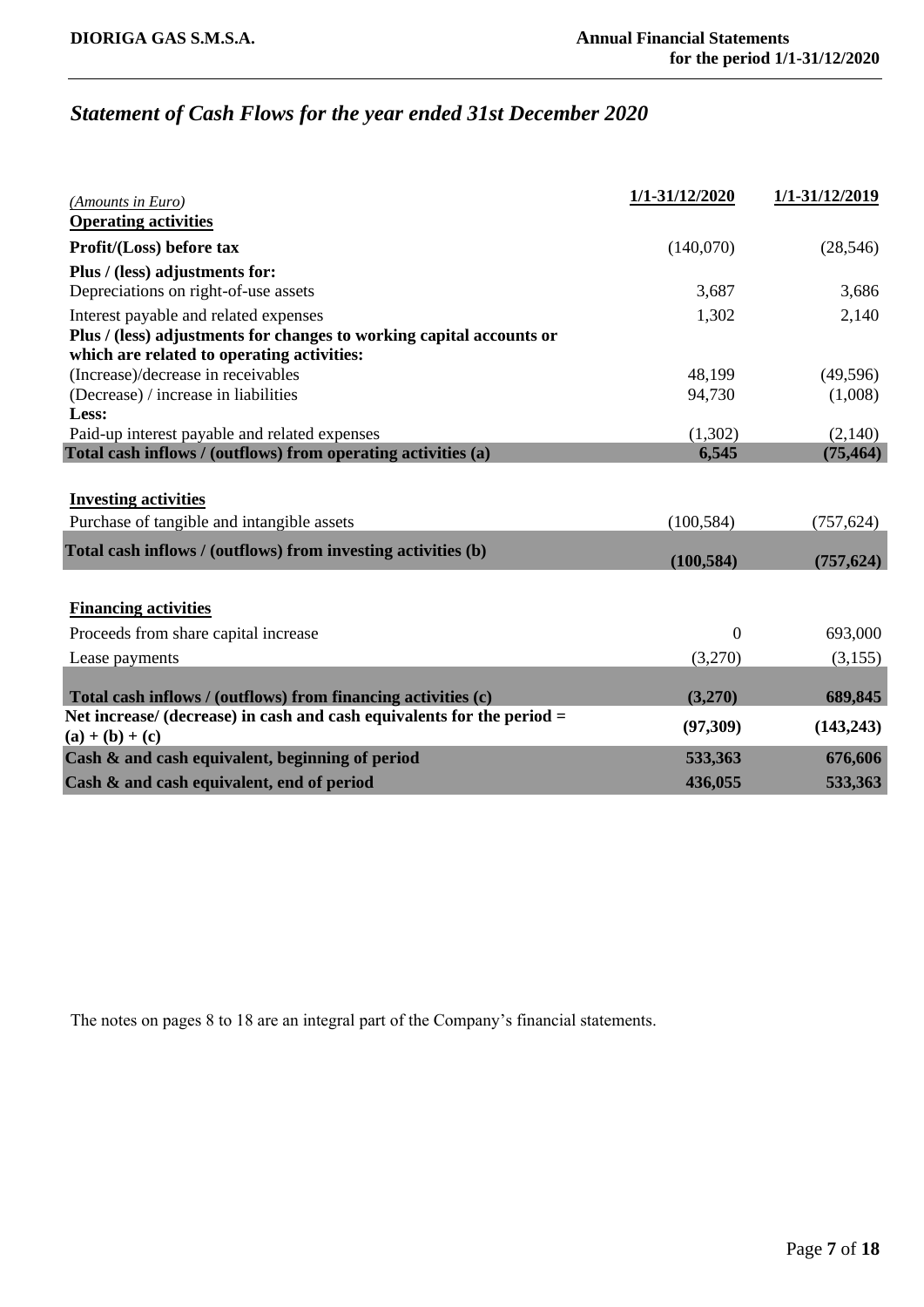## *Statement of Cash Flows for the year ended 31st December 2020*

| *(Amounts in Euro)* | 1/1-31/12/2020 | 1/1-31/12/2019 |
|---|---|---|
| **Operating activities** | | |
| **Profit/(Loss) before tax** | (140,070) | (28,546) |
| **Plus / (less) adjustments for:** | | |
| Depreciations on right-of-use assets | 3,687 | 3,686 |
| Interest payable and related expenses | 1,302 | 2,140 |
| **Plus / (less) adjustments for changes to working capital accounts or which are related to operating activities:** | | |
| (Increase)/decrease in receivables | 48,199 | (49,596) |
| (Decrease) / increase in liabilities | 94,730 | (1,008) |
| **Less:** | | |
| Paid-up interest payable and related expenses | (1,302) | (2,140) |
| **Total cash inflows / (outflows) from operating activities (a)** | **6,545** | **(75,464)** |
| **Investing activities** | | |
| Purchase of tangible and intangible assets | (100,584) | (757,624) |
| **Total cash inflows / (outflows) from investing activities (b)** | **(100,584)** | **(757,624)** |
| **Financing activities** | | |
| Proceeds from share capital increase | 0 | 693,000 |
| Lease payments | (3,270) | (3,155) |
| **Total cash inflows / (outflows) from financing activities (c)** | **(3,270)** | **689,845** |
| **Net increase/ (decrease) in cash and cash equivalents for the period = (a) + (b) + (c)** | **(97,309)** | **(143,243)** |
| **Cash & and cash equivalent, beginning of period** | **533,363** | **676,606** |
| **Cash & and cash equivalent, end of period** | **436,055** | **533,363** |

The notes on pages 8 to 18 are an integral part of the Company's financial statements.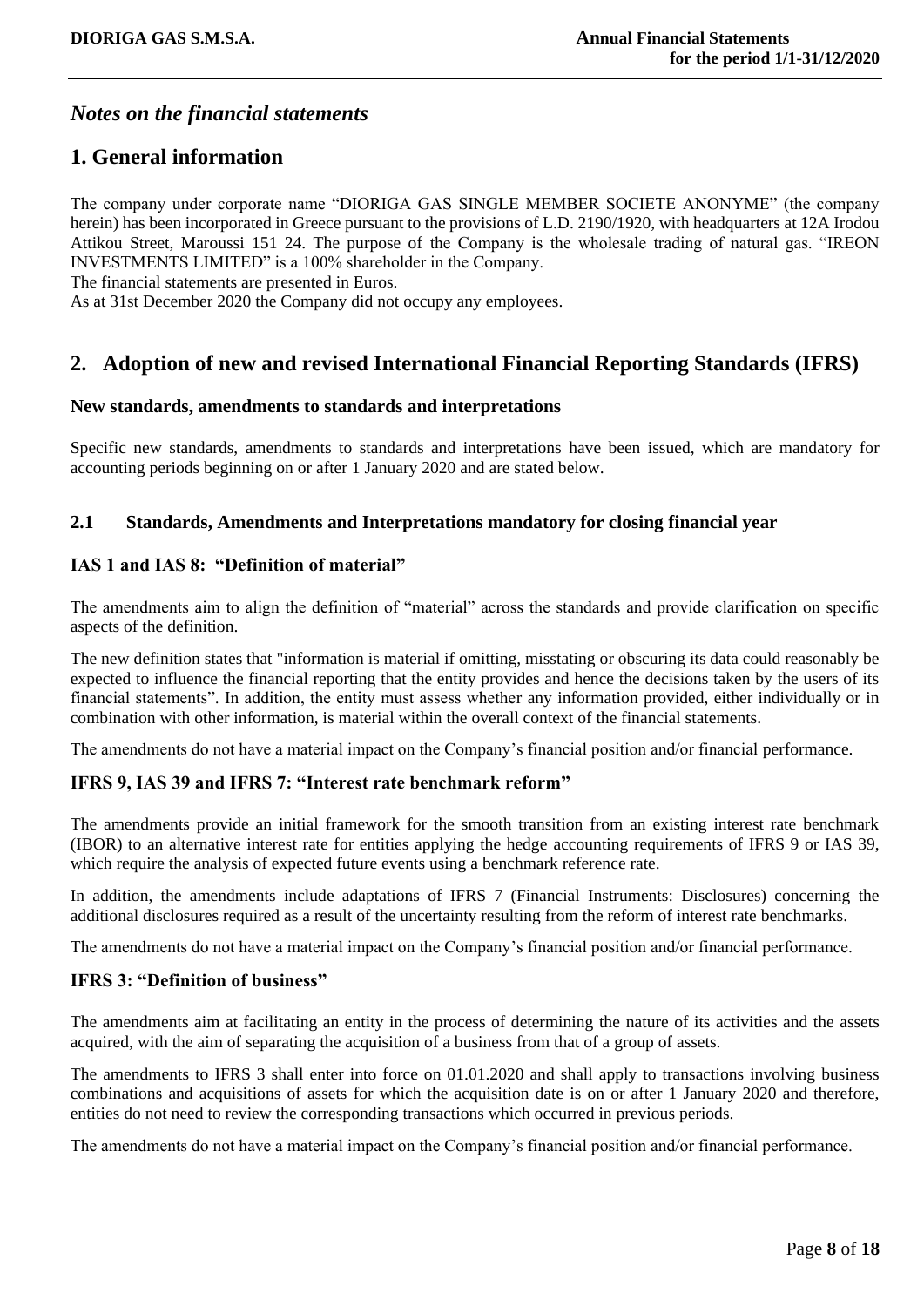## *Notes on the financial statements*

# 1. General information

The company under corporate name "DIORIGA GAS SINGLE MEMBER SOCIETE ANONYME" (the company herein) has been incorporated in Greece pursuant to the provisions of L.D. 2190/1920, with headquarters at 12A Irodou Attikou Street, Maroussi 151 24. The purpose of the Company is the wholesale trading of natural gas. "IREON INVESTMENTS LIMITED" is a 100% shareholder in the Company.
The financial statements are presented in Euros.
As at 31st December 2020 the Company did not occupy any employees.

# 2. Adoption of new and revised International Financial Reporting Standards (IFRS)

### New standards, amendments to standards and interpretations

Specific new standards, amendments to standards and interpretations have been issued, which are mandatory for accounting periods beginning on or after 1 January 2020 and are stated below.

### 2.1 Standards, Amendments and Interpretations mandatory for closing financial year

### IAS 1 and IAS 8: "Definition of material"

The amendments aim to align the definition of "material" across the standards and provide clarification on specific aspects of the definition.

The new definition states that "information is material if omitting, misstating or obscuring its data could reasonably be expected to influence the financial reporting that the entity provides and hence the decisions taken by the users of its financial statements". In addition, the entity must assess whether any information provided, either individually or in combination with other information, is material within the overall context of the financial statements.

The amendments do not have a material impact on the Company's financial position and/or financial performance.

### IFRS 9, IAS 39 and IFRS 7: "Interest rate benchmark reform"

The amendments provide an initial framework for the smooth transition from an existing interest rate benchmark (IBOR) to an alternative interest rate for entities applying the hedge accounting requirements of IFRS 9 or IAS 39, which require the analysis of expected future events using a benchmark reference rate.

In addition, the amendments include adaptations of IFRS 7 (Financial Instruments: Disclosures) concerning the additional disclosures required as a result of the uncertainty resulting from the reform of interest rate benchmarks.

The amendments do not have a material impact on the Company's financial position and/or financial performance.

### IFRS 3: "Definition of business"

The amendments aim at facilitating an entity in the process of determining the nature of its activities and the assets acquired, with the aim of separating the acquisition of a business from that of a group of assets.

The amendments to IFRS 3 shall enter into force on 01.01.2020 and shall apply to transactions involving business combinations and acquisitions of assets for which the acquisition date is on or after 1 January 2020 and therefore, entities do not need to review the corresponding transactions which occurred in previous periods.

The amendments do not have a material impact on the Company's financial position and/or financial performance.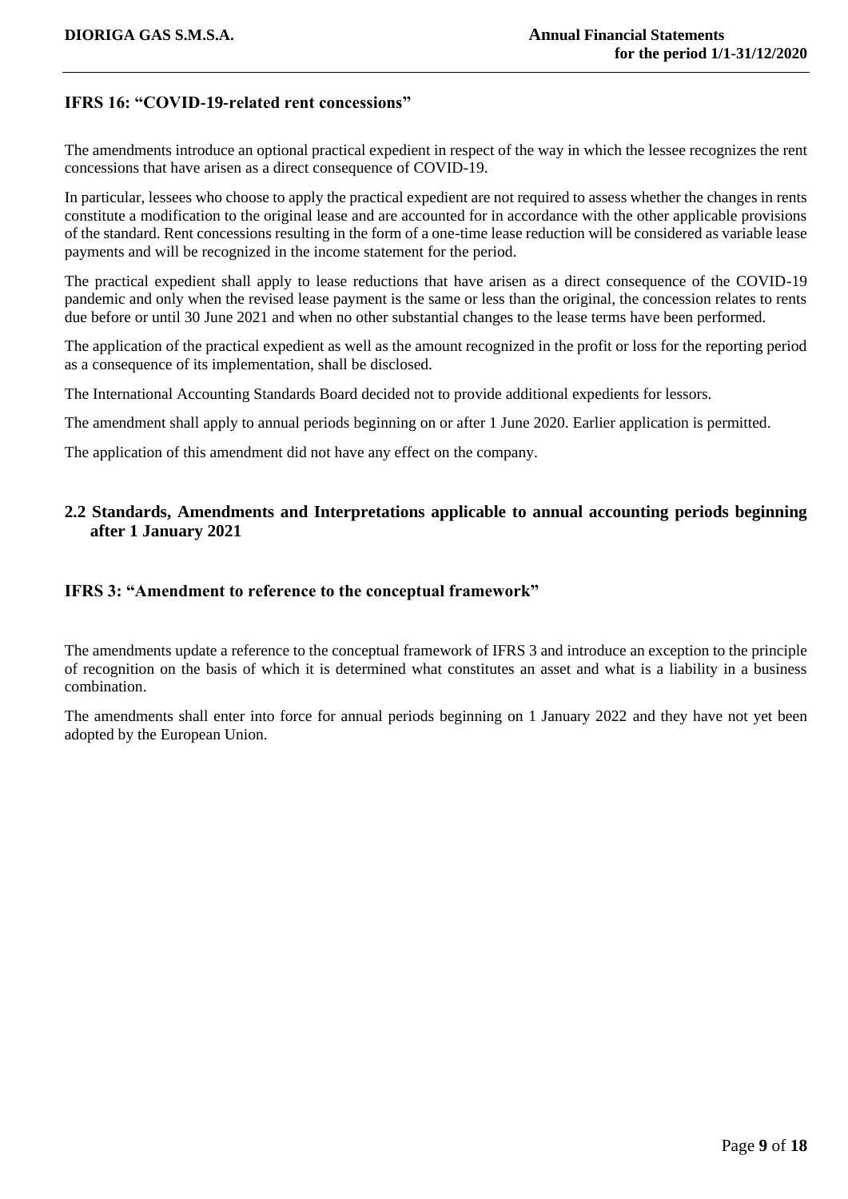### IFRS 16: "COVID-19-related rent concessions"

The amendments introduce an optional practical expedient in respect of the way in which the lessee recognizes the rent concessions that have arisen as a direct consequence of COVID-19.

In particular, lessees who choose to apply the practical expedient are not required to assess whether the changes in rents constitute a modification to the original lease and are accounted for in accordance with the other applicable provisions of the standard. Rent concessions resulting in the form of a one-time lease reduction will be considered as variable lease payments and will be recognized in the income statement for the period.

The practical expedient shall apply to lease reductions that have arisen as a direct consequence of the COVID-19 pandemic and only when the revised lease payment is the same or less than the original, the concession relates to rents due before or until 30 June 2021 and when no other substantial changes to the lease terms have been performed.

The application of the practical expedient as well as the amount recognized in the profit or loss for the reporting period as a consequence of its implementation, shall be disclosed.

The International Accounting Standards Board decided not to provide additional expedients for lessors.

The amendment shall apply to annual periods beginning on or after 1 June 2020. Earlier application is permitted.

The application of this amendment did not have any effect on the company.

## 2.2 Standards, Amendments and Interpretations applicable to annual accounting periods beginning after 1 January 2021

### IFRS 3: "Amendment to reference to the conceptual framework"

The amendments update a reference to the conceptual framework of IFRS 3 and introduce an exception to the principle of recognition on the basis of which it is determined what constitutes an asset and what is a liability in a business combination.

The amendments shall enter into force for annual periods beginning on 1 January 2022 and they have not yet been adopted by the European Union.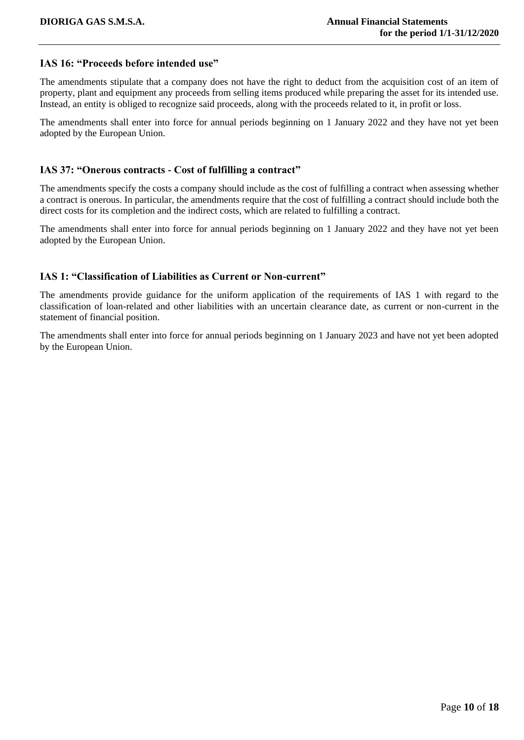### IAS 16: "Proceeds before intended use"

The amendments stipulate that a company does not have the right to deduct from the acquisition cost of an item of property, plant and equipment any proceeds from selling items produced while preparing the asset for its intended use. Instead, an entity is obliged to recognize said proceeds, along with the proceeds related to it, in profit or loss.

The amendments shall enter into force for annual periods beginning on 1 January 2022 and they have not yet been adopted by the European Union.

### IAS 37: "Onerous contracts - Cost of fulfilling a contract"

The amendments specify the costs a company should include as the cost of fulfilling a contract when assessing whether a contract is onerous. In particular, the amendments require that the cost of fulfilling a contract should include both the direct costs for its completion and the indirect costs, which are related to fulfilling a contract.

The amendments shall enter into force for annual periods beginning on 1 January 2022 and they have not yet been adopted by the European Union.

### IAS 1: "Classification of Liabilities as Current or Non-current"

The amendments provide guidance for the uniform application of the requirements of IAS 1 with regard to the classification of loan-related and other liabilities with an uncertain clearance date, as current or non-current in the statement of financial position.

The amendments shall enter into force for annual periods beginning on 1 January 2023 and have not yet been adopted by the European Union.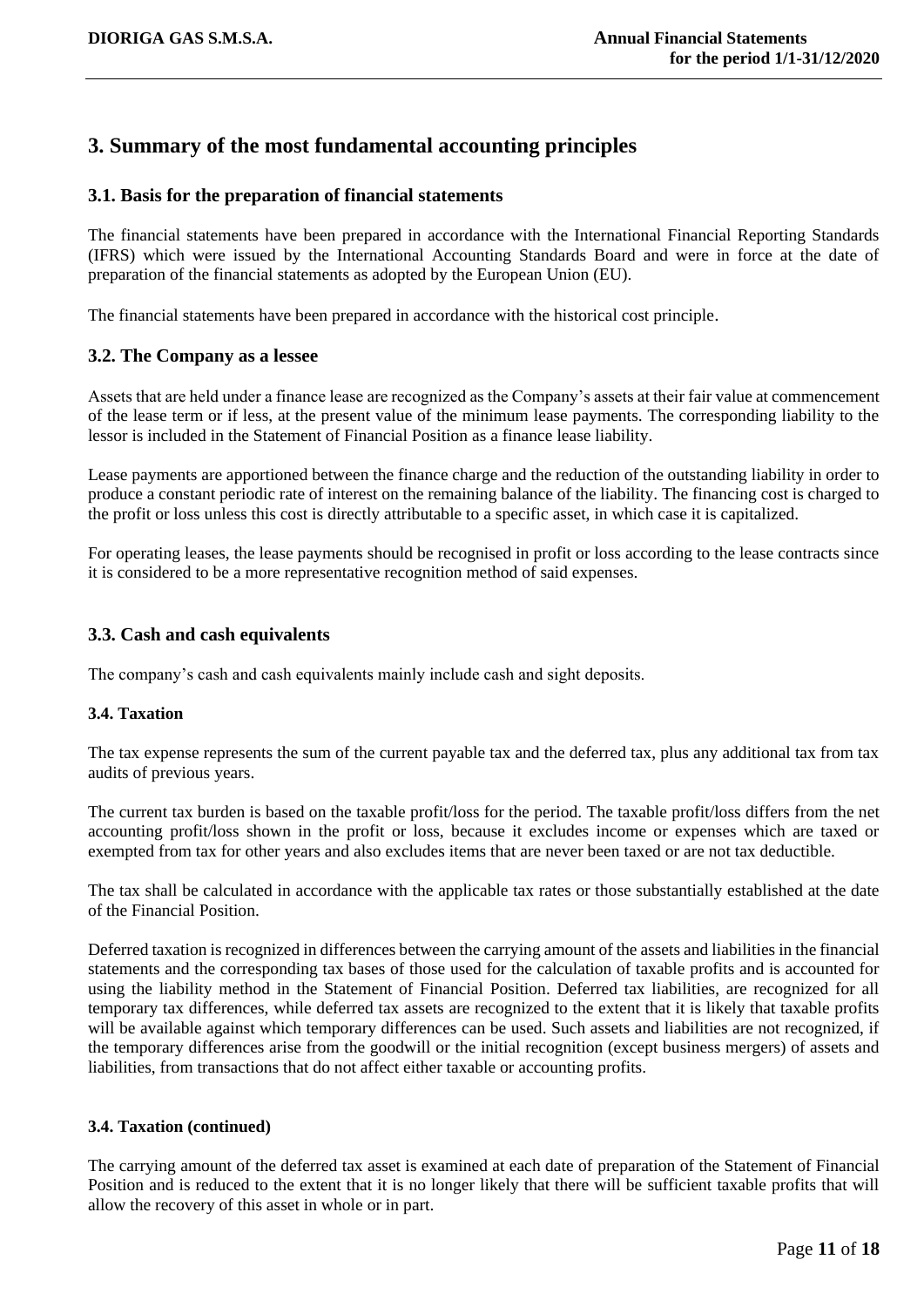# 3. Summary of the most fundamental accounting principles

## 3.1. Basis for the preparation of financial statements

The financial statements have been prepared in accordance with the International Financial Reporting Standards (IFRS) which were issued by the International Accounting Standards Board and were in force at the date of preparation of the financial statements as adopted by the European Union (EU).

The financial statements have been prepared in accordance with the historical cost principle.

## 3.2. The Company as a lessee

Assets that are held under a finance lease are recognized as the Company's assets at their fair value at commencement of the lease term or if less, at the present value of the minimum lease payments. The corresponding liability to the lessor is included in the Statement of Financial Position as a finance lease liability.

Lease payments are apportioned between the finance charge and the reduction of the outstanding liability in order to produce a constant periodic rate of interest on the remaining balance of the liability. The financing cost is charged to the profit or loss unless this cost is directly attributable to a specific asset, in which case it is capitalized.

For operating leases, the lease payments should be recognised in profit or loss according to the lease contracts since it is considered to be a more representative recognition method of said expenses.

## 3.3. Cash and cash equivalents

The company's cash and cash equivalents mainly include cash and sight deposits.

### 3.4. Taxation

The tax expense represents the sum of the current payable tax and the deferred tax, plus any additional tax from tax audits of previous years.

The current tax burden is based on the taxable profit/loss for the period. The taxable profit/loss differs from the net accounting profit/loss shown in the profit or loss, because it excludes income or expenses which are taxed or exempted from tax for other years and also excludes items that are never been taxed or are not tax deductible.

The tax shall be calculated in accordance with the applicable tax rates or those substantially established at the date of the Financial Position.

Deferred taxation is recognized in differences between the carrying amount of the assets and liabilities in the financial statements and the corresponding tax bases of those used for the calculation of taxable profits and is accounted for using the liability method in the Statement of Financial Position. Deferred tax liabilities, are recognized for all temporary tax differences, while deferred tax assets are recognized to the extent that it is likely that taxable profits will be available against which temporary differences can be used. Such assets and liabilities are not recognized, if the temporary differences arise from the goodwill or the initial recognition (except business mergers) of assets and liabilities, from transactions that do not affect either taxable or accounting profits.

### 3.4. Taxation (continued)

The carrying amount of the deferred tax asset is examined at each date of preparation of the Statement of Financial Position and is reduced to the extent that it is no longer likely that there will be sufficient taxable profits that will allow the recovery of this asset in whole or in part.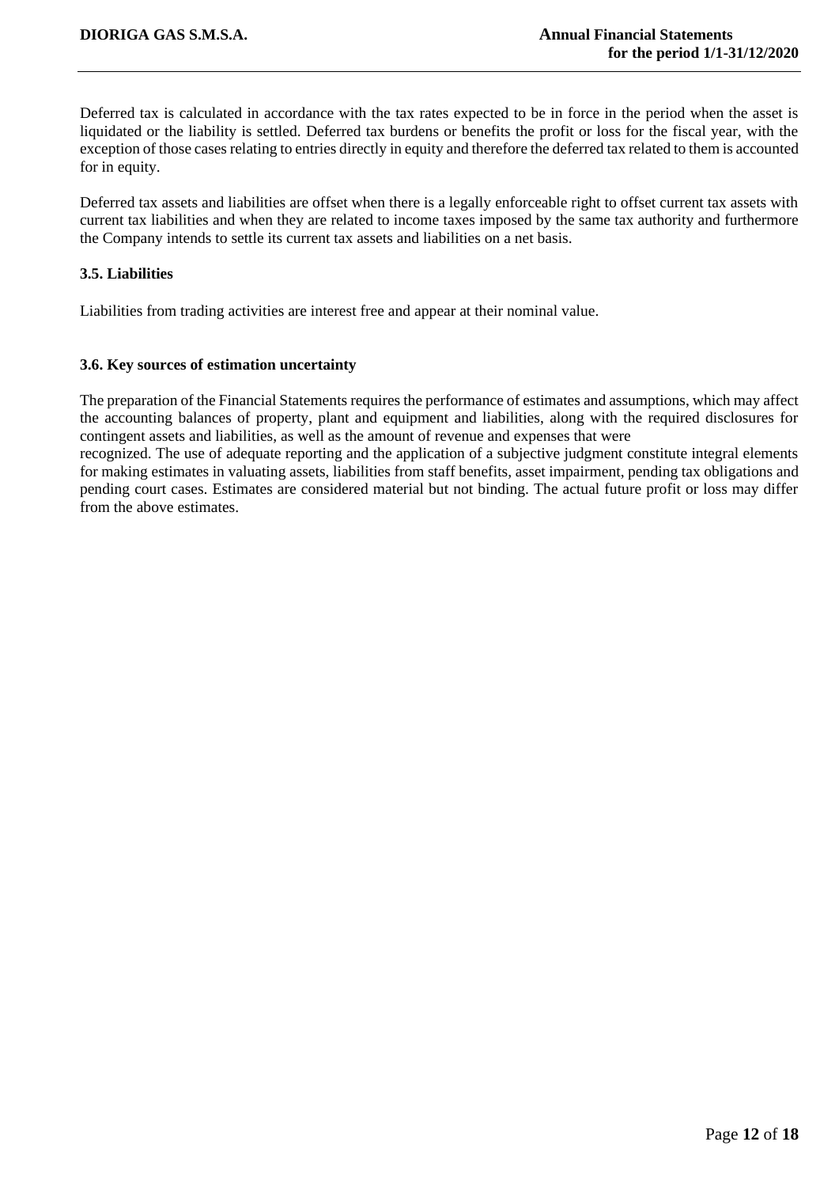Deferred tax is calculated in accordance with the tax rates expected to be in force in the period when the asset is liquidated or the liability is settled. Deferred tax burdens or benefits the profit or loss for the fiscal year, with the exception of those cases relating to entries directly in equity and therefore the deferred tax related to them is accounted for in equity.

Deferred tax assets and liabilities are offset when there is a legally enforceable right to offset current tax assets with current tax liabilities and when they are related to income taxes imposed by the same tax authority and furthermore the Company intends to settle its current tax assets and liabilities on a net basis.

### 3.5. Liabilities

Liabilities from trading activities are interest free and appear at their nominal value.

### 3.6. Key sources of estimation uncertainty

The preparation of the Financial Statements requires the performance of estimates and assumptions, which may affect the accounting balances of property, plant and equipment and liabilities, along with the required disclosures for contingent assets and liabilities, as well as the amount of revenue and expenses that were recognized. The use of adequate reporting and the application of a subjective judgment constitute integral elements for making estimates in valuating assets, liabilities from staff benefits, asset impairment, pending tax obligations and pending court cases. Estimates are considered material but not binding. The actual future profit or loss may differ from the above estimates.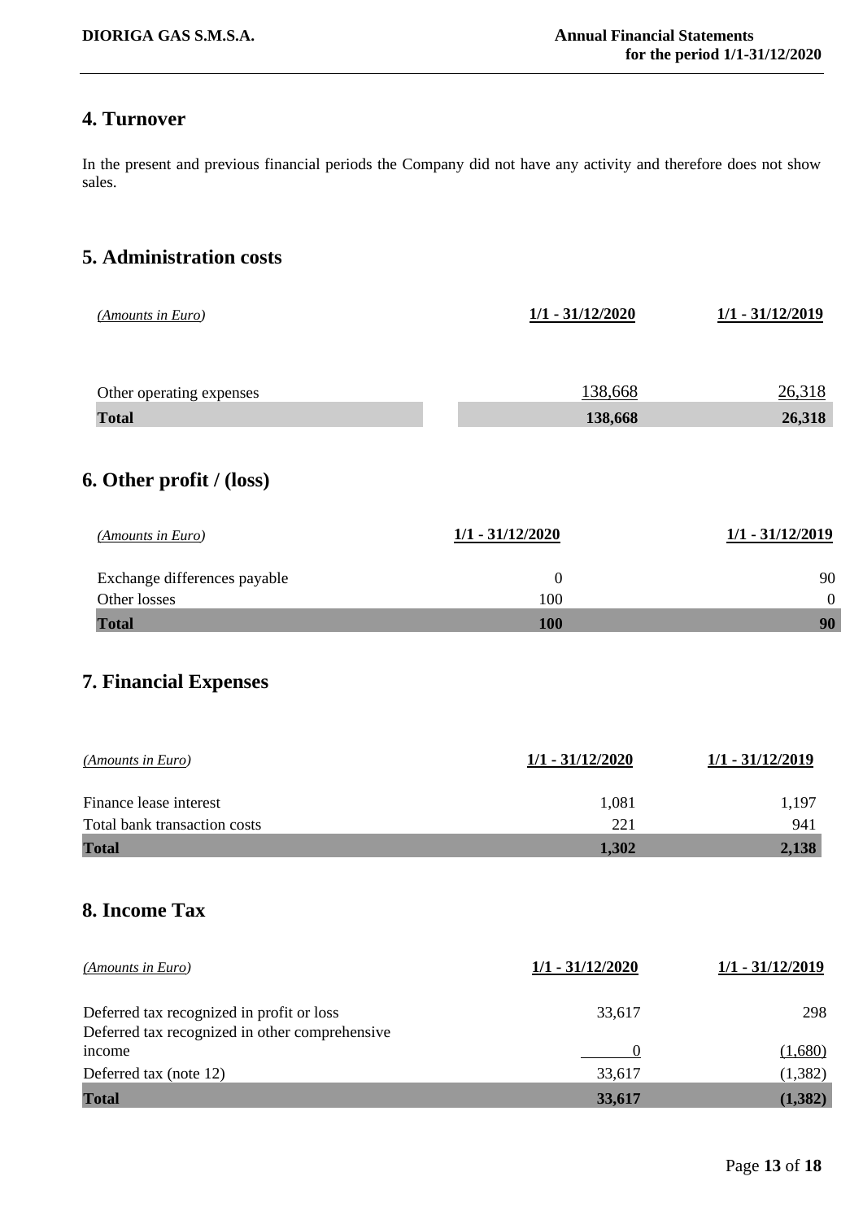## 4. Turnover

In the present and previous financial periods the Company did not have any activity and therefore does not show sales.

## 5. Administration costs

| *(Amounts in Euro)* | 1/1 - 31/12/2020 | 1/1 - 31/12/2019 |
|---|---|---|
| Other operating expenses | 138,668 | 26,318 |
| **Total** | **138,668** | **26,318** |

## 6. Other profit / (loss)

| *(Amounts in Euro)* | 1/1 - 31/12/2020 | 1/1 - 31/12/2019 |
|---|---|---|
| Exchange differences payable | 0 | 90 |
| Other losses | 100 | 0 |
| **Total** | **100** | **90** |

## 7. Financial Expenses

| *(Amounts in Euro)* | 1/1 - 31/12/2020 | 1/1 - 31/12/2019 |
|---|---|---|
| Finance lease interest | 1,081 | 1,197 |
| Total bank transaction costs | 221 | 941 |
| **Total** | **1,302** | **2,138** |

## 8. Income Tax

| *(Amounts in Euro)* | 1/1 - 31/12/2020 | 1/1 - 31/12/2019 |
|---|---|---|
| Deferred tax recognized in profit or loss | 33,617 | 298 |
| Deferred tax recognized in other comprehensive income | 0 | (1,680) |
| Deferred tax (note 12) | 33,617 | (1,382) |
| **Total** | **33,617** | **(1,382)** |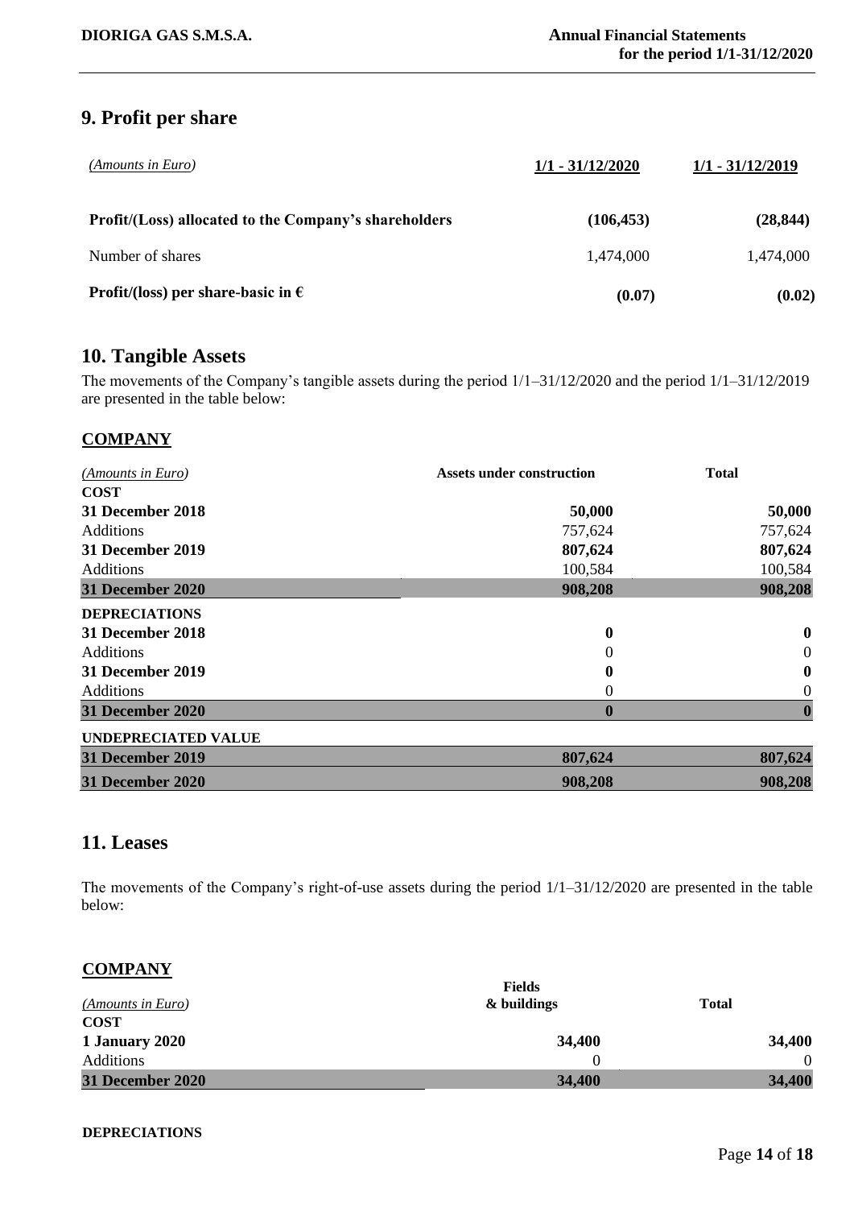## 9. Profit per share

| *(Amounts in Euro)* | 1/1 - 31/12/2020 | 1/1 - 31/12/2019 |
|---|---|---|
| **Profit/(Loss) allocated to the Company's shareholders** | **(106,453)** | **(28,844)** |
| Number of shares | 1,474,000 | 1,474,000 |
| **Profit/(loss) per share-basic in €** | **(0.07)** | **(0.02)** |

## 10. Tangible Assets

The movements of the Company's tangible assets during the period 1/1–31/12/2020 and the period 1/1–31/12/2019 are presented in the table below:

### COMPANY

| *(Amounts in Euro)* | Assets under construction | Total |
|---|---|---|
| **COST** | | |
| **31 December 2018** | **50,000** | **50,000** |
| Additions | 757,624 | 757,624 |
| **31 December 2019** | **807,624** | **807,624** |
| Additions | 100,584 | 100,584 |
| **31 December 2020** | **908,208** | **908,208** |
| **DEPRECIATIONS** | | |
| **31 December 2018** | **0** | **0** |
| Additions | 0 | 0 |
| **31 December 2019** | **0** | **0** |
| Additions | 0 | 0 |
| **31 December 2020** | **0** | **0** |
| **UNDEPRECIATED VALUE** | | |
| **31 December 2019** | **807,624** | **807,624** |
| **31 December 2020** | **908,208** | **908,208** |

## 11. Leases

The movements of the Company's right-of-use assets during the period 1/1–31/12/2020 are presented in the table below:

### COMPANY

| *(Amounts in Euro)* | Fields & buildings | Total |
|---|---|---|
| **COST** | | |
| **1 January 2020** | **34,400** | **34,400** |
| Additions | 0 | 0 |
| **31 December 2020** | **34,400** | **34,400** |

**DEPRECIATIONS**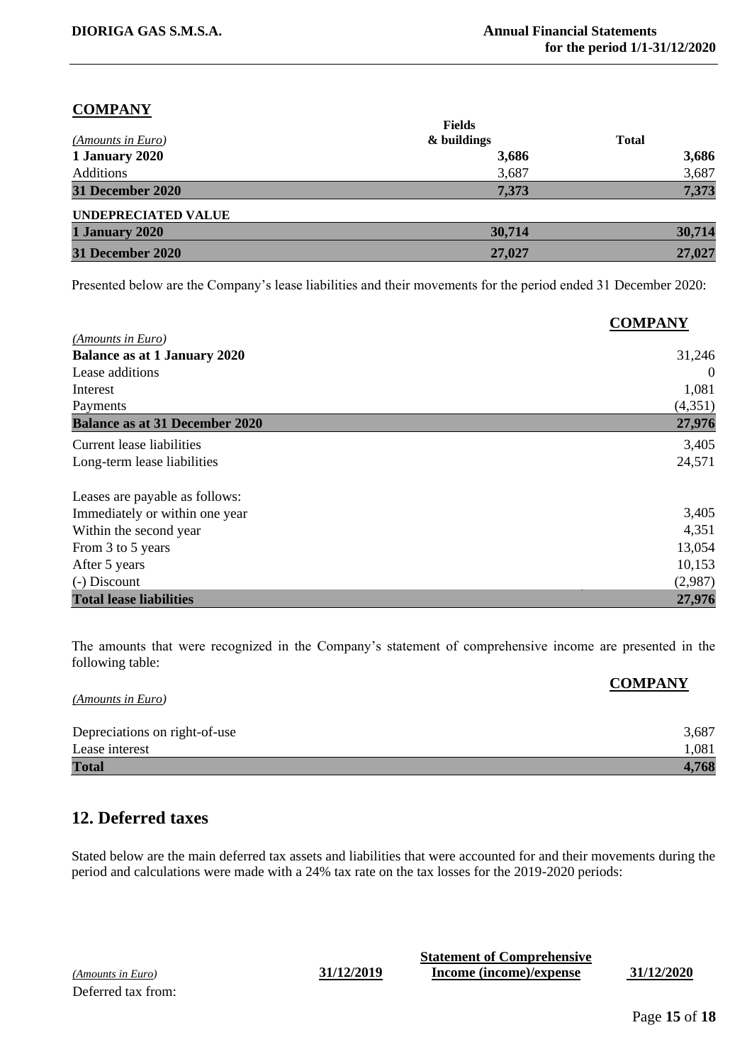**COMPANY**

| *(Amounts in Euro)* | Fields & buildings | Total |
|---|---|---|
| **1 January 2020** | **3,686** | **3,686** |
| Additions | 3,687 | 3,687 |
| **31 December 2020** | **7,373** | **7,373** |
| **UNDEPRECIATED VALUE** | | |
| **1 January 2020** | **30,714** | **30,714** |
| **31 December 2020** | **27,027** | **27,027** |

Presented below are the Company's lease liabilities and their movements for the period ended 31 December 2020:

| *(Amounts in Euro)* | **COMPANY** |
|---|---|
| **Balance as at 1 January 2020** | 31,246 |
| Lease additions | 0 |
| Interest | 1,081 |
| Payments | (4,351) |
| **Balance as at 31 December 2020** | **27,976** |
| Current lease liabilities | 3,405 |
| Long-term lease liabilities | 24,571 |
| | |
| Leases are payable as follows: | |
| Immediately or within one year | 3,405 |
| Within the second year | 4,351 |
| From 3 to 5 years | 13,054 |
| After 5 years | 10,153 |
| (-) Discount | (2,987) |
| **Total lease liabilities** | **27,976** |

The amounts that were recognized in the Company's statement of comprehensive income are presented in the following table:

| *(Amounts in Euro)* | **COMPANY** |
|---|---|
| Depreciations on right-of-use | 3,687 |
| Lease interest | 1,081 |
| **Total** | **4,768** |

## 12. Deferred taxes

Stated below are the main deferred tax assets and liabilities that were accounted for and their movements during the period and calculations were made with a 24% tax rate on the tax losses for the 2019-2020 periods:

| *(Amounts in Euro)* | 31/12/2019 | Statement of Comprehensive Income (income)/expense | 31/12/2020 |
|---|---|---|---|
| Deferred tax from: | | | |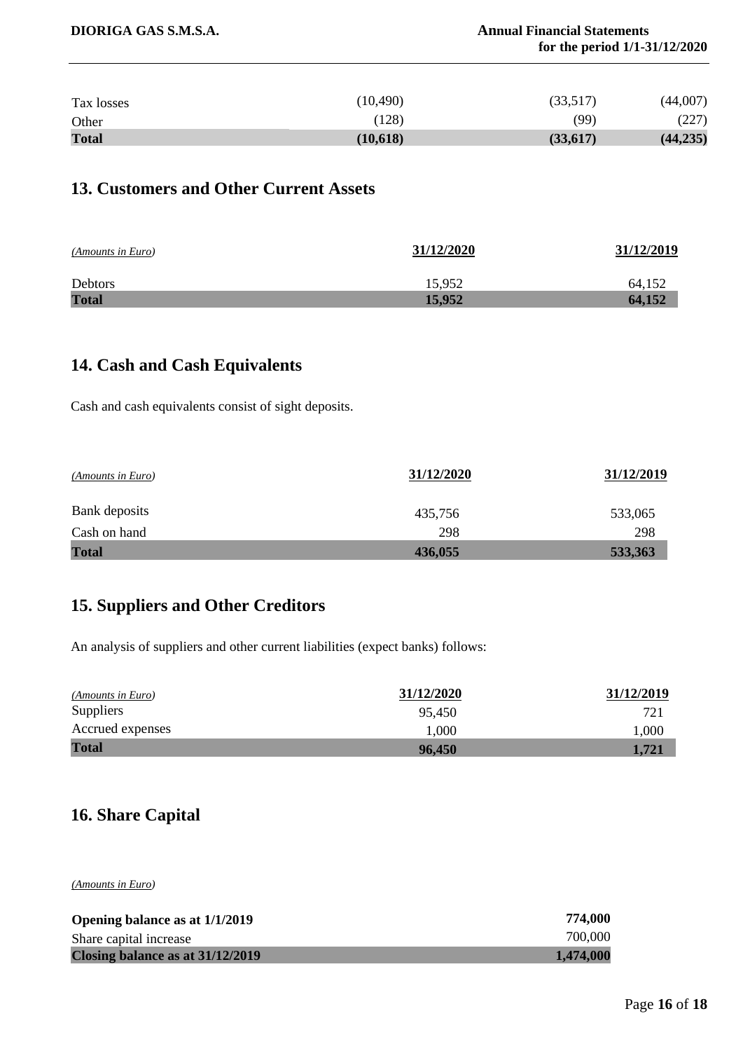| | | | |
|---|---|---|---|
| Tax losses | (10,490) | (33,517) | (44,007) |
| Other | (128) | (99) | (227) |
| **Total** | **(10,618)** | **(33,617)** | **(44,235)** |

## 13. Customers and Other Current Assets

| *(Amounts in Euro)* | **31/12/2020** | **31/12/2019** |
|---|---|---|
| Debtors | 15,952 | 64,152 |
| **Total** | **15,952** | **64,152** |

## 14. Cash and Cash Equivalents

Cash and cash equivalents consist of sight deposits.

| *(Amounts in Euro)* | **31/12/2020** | **31/12/2019** |
|---|---|---|
| Bank deposits | 435,756 | 533,065 |
| Cash on hand | 298 | 298 |
| **Total** | **436,055** | **533,363** |

## 15. Suppliers and Other Creditors

An analysis of suppliers and other current liabilities (expect banks) follows:

| *(Amounts in Euro)* | **31/12/2020** | **31/12/2019** |
|---|---|---|
| Suppliers | 95,450 | 721 |
| Accrued expenses | 1,000 | 1,000 |
| **Total** | **96,450** | **1,721** |

## 16. Share Capital

*(Amounts in Euro)*

| | |
|---|---|
| **Opening balance as at 1/1/2019** | **774,000** |
| Share capital increase | 700,000 |
| **Closing balance as at 31/12/2019** | **1,474,000** |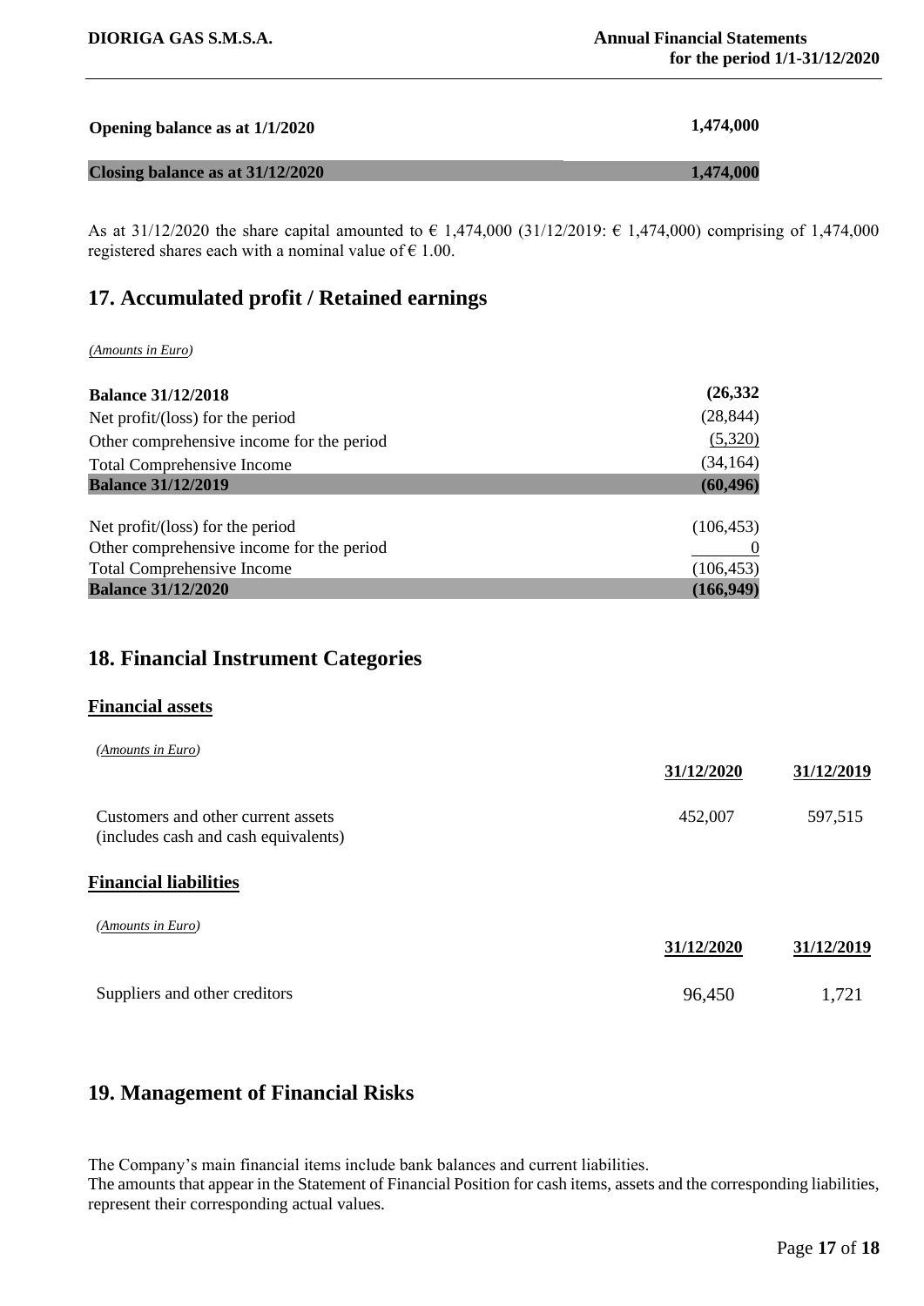| | |
|---|---|
| **Opening balance as at 1/1/2020** | **1,474,000** |
| **Closing balance as at 31/12/2020** | **1,474,000** |

As at 31/12/2020 the share capital amounted to € 1,474,000 (31/12/2019: € 1,474,000) comprising of 1,474,000 registered shares each with a nominal value of € 1.00.

## 17. Accumulated profit / Retained earnings

*(Amounts in Euro)*

| | |
|---|---|
| **Balance 31/12/2018** | **(26,332** |
| Net profit/(loss) for the period | (28,844) |
| Other comprehensive income for the period | (5,320) |
| Total Comprehensive Income | (34,164) |
| **Balance 31/12/2019** | **(60,496)** |
| Net profit/(loss) for the period | (106,453) |
| Other comprehensive income for the period | 0 |
| Total Comprehensive Income | (106,453) |
| **Balance 31/12/2020** | **(166,949)** |

## 18. Financial Instrument Categories

### Financial assets

*(Amounts in Euro)*

| | 31/12/2020 | 31/12/2019 |
|---|---|---|
| Customers and other current assets (includes cash and cash equivalents) | 452,007 | 597,515 |

### Financial liabilities

*(Amounts in Euro)*

| | 31/12/2020 | 31/12/2019 |
|---|---|---|
| Suppliers and other creditors | 96,450 | 1,721 |

## 19. Management of Financial Risks

The Company's main financial items include bank balances and current liabilities.
The amounts that appear in the Statement of Financial Position for cash items, assets and the corresponding liabilities, represent their corresponding actual values.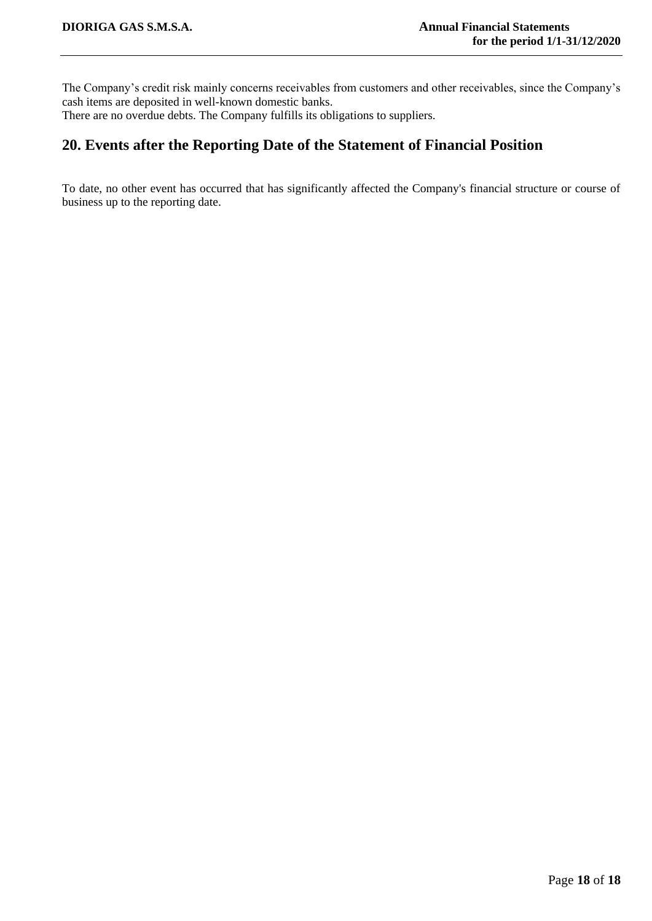The Company’s credit risk mainly concerns receivables from customers and other receivables, since the Company’s cash items are deposited in well-known domestic banks.
There are no overdue debts. The Company fulfills its obligations to suppliers.

## 20. Events after the Reporting Date of the Statement of Financial Position

To date, no other event has occurred that has significantly affected the Company's financial structure or course of business up to the reporting date.